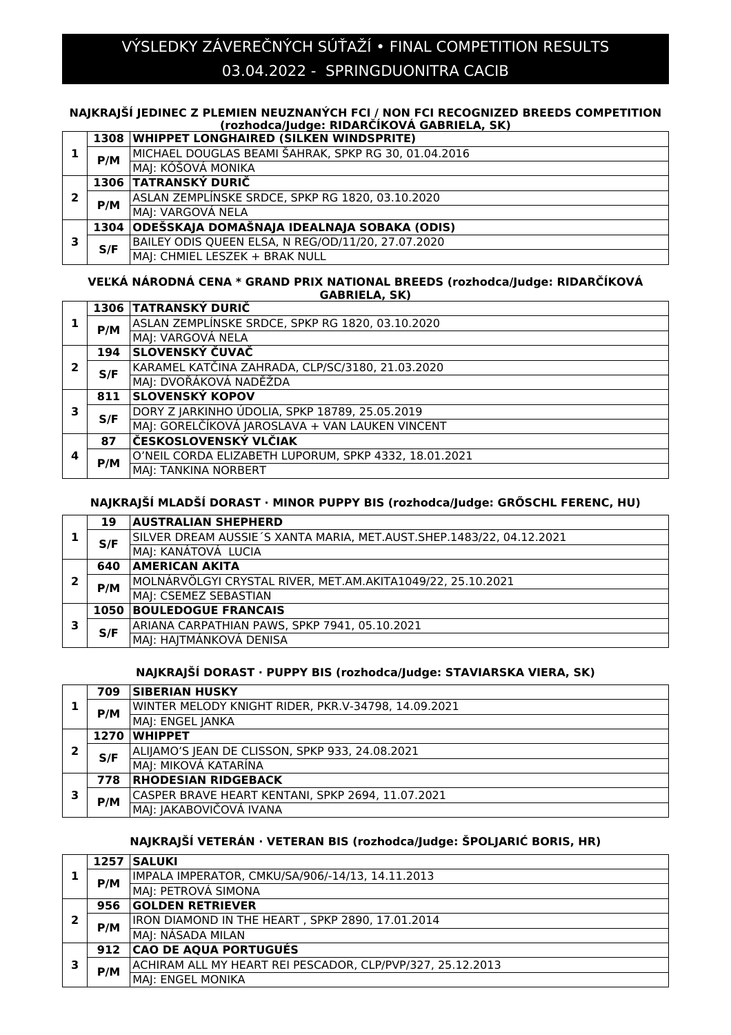# VÝSLEDKY ZÁVEREČNÝCH SÚŤAŽÍ • FINAL COMPETITION RESULTS
## 03.04.2022 - SPRINGDUONITRA CACIB

### NAJKRAJŠÍ JEDINEC Z PLEMIEN NEUZNANÝCH FCI / NON FCI RECOGNIZED BREEDS COMPETITION (rozhodca/Judge: RIDARČÍKOVÁ GABRIELA, SK)

| | | |
|---|---|---|
| 1 | 1308 | WHIPPET LONGHAIRED (SILKEN WINDSPRITE) |
| | P/M | MICHAEL DOUGLAS BEAMI ŠAHRAK, SPKP RG 30, 01.04.2016 |
| | | MAJ: KÓŠOVÁ MONIKA |
| 2 | 1306 | TATRANSKÝ DURIČ |
| | P/M | ASLAN ZEMPLÍNSKE SRDCE, SPKP RG 1820, 03.10.2020 |
| | | MAJ: VARGOVÁ NELA |
| 3 | 1304 | ODEŠSKAJA DOMAŠNAJA IDEALNAJA SOBAKA (ODIS) |
| | S/F | BAILEY ODIS QUEEN ELSA, N REG/OD/11/20, 27.07.2020 |
| | | MAJ: CHMIEL LESZEK + BRAK NULL |

### VEĽKÁ NÁRODNÁ CENA * GRAND PRIX NATIONAL BREEDS (rozhodca/Judge: RIDARČÍKOVÁ GABRIELA, SK)

| | | |
|---|---|---|
| 1 | 1306 | TATRANSKÝ DURIČ |
| | P/M | ASLAN ZEMPLÍNSKE SRDCE, SPKP RG 1820, 03.10.2020 |
| | | MAJ: VARGOVÁ NELA |
| 2 | 194 | SLOVENSKÝ ČUVAČ |
| | S/F | KARAMEL KATČINA ZAHRADA, CLP/SC/3180, 21.03.2020 |
| | | MAJ: DVOŘÁKOVÁ NADĚŽDA |
| 3 | 811 | SLOVENSKÝ KOPOV |
| | S/F | DORY Z JARKINHO ÚDOLIA, SPKP 18789, 25.05.2019 |
| | | MAJ: GORELČÍKOVÁ JAROSLAVA + VAN LAUKEN VINCENT |
| 4 | 87 | ČESKOSLOVENSKÝ VLČIAK |
| | P/M | O'NEIL CORDA ELIZABETH LUPORUM, SPKP 4332, 18.01.2021 |
| | | MAJ: TANKINA NORBERT |

### NAJKRAJŠÍ MLADŠÍ DORAST · MINOR PUPPY BIS (rozhodca/Judge: GRŐSCHL FERENC, HU)

| | | |
|---|---|---|
| 1 | 19 | AUSTRALIAN SHEPHERD |
| | S/F | SILVER DREAM AUSSIE´S XANTA MARIA, MET.AUST.SHEP.1483/22, 04.12.2021 |
| | | MAJ: KANÁTOVÁ LUCIA |
| 2 | 640 | AMERICAN AKITA |
| | P/M | MOLNÁRVÖLGYI CRYSTAL RIVER, MET.AM.AKITA1049/22, 25.10.2021 |
| | | MAJ: CSEMEZ SEBASTIAN |
| 3 | 1050 | BOULEDOGUE FRANCAIS |
| | S/F | ARIANA CARPATHIAN PAWS, SPKP 7941, 05.10.2021 |
| | | MAJ: HAJTMÁNKOVÁ DENISA |

### NAJKRAJŠÍ DORAST · PUPPY BIS (rozhodca/Judge: STAVIARSKA VIERA, SK)

| | | |
|---|---|---|
| 1 | 709 | SIBERIAN HUSKY |
| | P/M | WINTER MELODY KNIGHT RIDER, PKR.V-34798, 14.09.2021 |
| | | MAJ: ENGEL JANKA |
| 2 | 1270 | WHIPPET |
| | S/F | ALIJAMO'S JEAN DE CLISSON, SPKP 933, 24.08.2021 |
| | | MAJ: MIKOVÁ KATARÍNA |
| 3 | 778 | RHODESIAN RIDGEBACK |
| | P/M | CASPER BRAVE HEART KENTANI, SPKP 2694, 11.07.2021 |
| | | MAJ: JAKABOVIČOVÁ IVANA |

### NAJKRAJŠÍ VETERÁN · VETERAN BIS (rozhodca/Judge: ŠPOLJARIĆ BORIS, HR)

| | | |
|---|---|---|
| 1 | 1257 | SALUKI |
| | P/M | IMPALA IMPERATOR, CMKU/SA/906/-14/13, 14.11.2013 |
| | | MAJ: PETROVÁ SIMONA |
| 2 | 956 | GOLDEN RETRIEVER |
| | P/M | IRON DIAMOND IN THE HEART , SPKP 2890, 17.01.2014 |
| | | MAJ: NÁSADA MILAN |
| 3 | 912 | CAO DE AQUA PORTUGUÉS |
| | P/M | ACHIRAM ALL MY HEART REI PESCADOR, CLP/PVP/327, 25.12.2013 |
| | | MAJ: ENGEL MONIKA |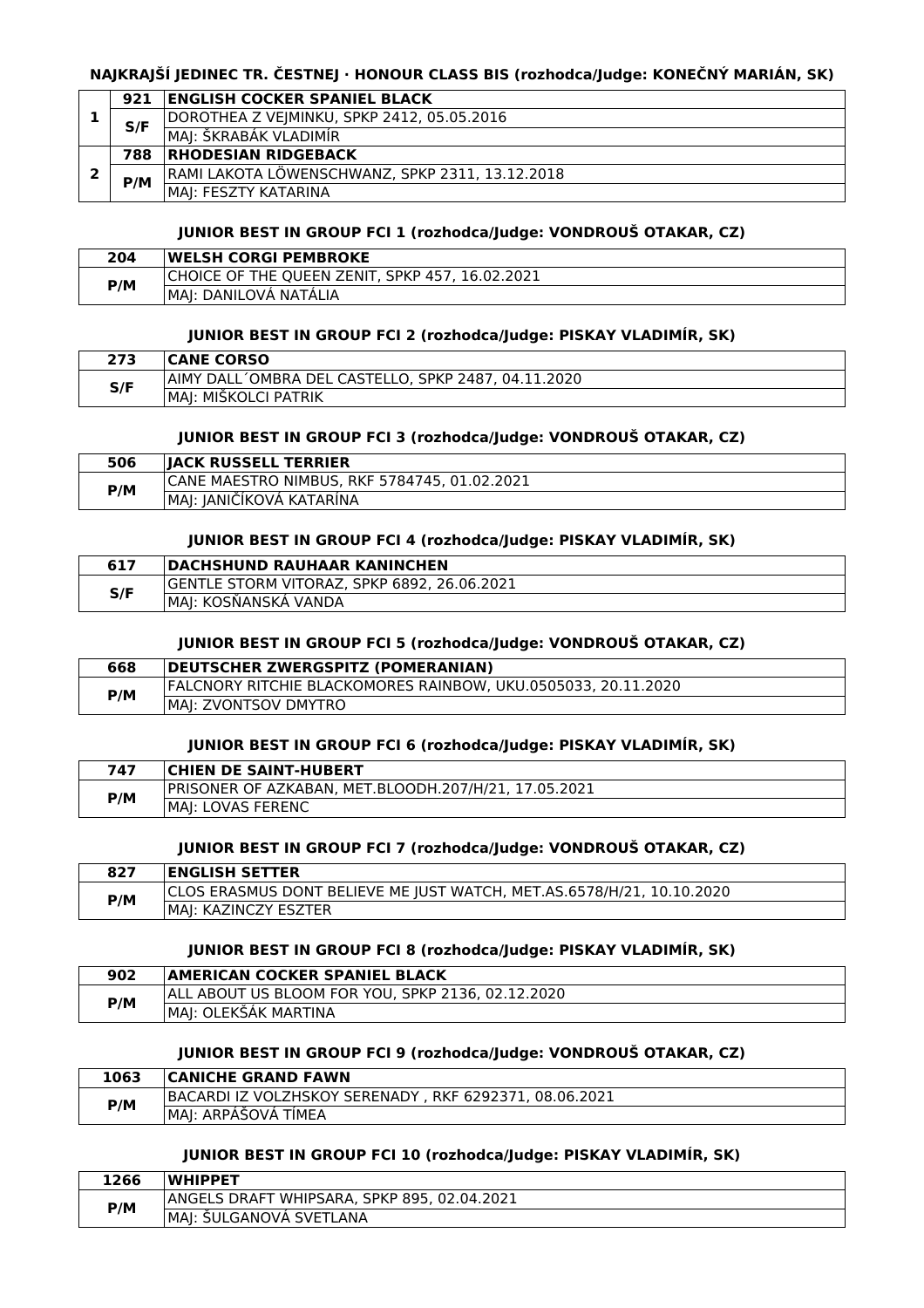### NAJKRAJŠÍ JEDINEC TR. ČESTNEJ · HONOUR CLASS BIS (rozhodca/Judge: KONEČNÝ MARIÁN, SK)

| | | |
|---|---|---|
| 1 | 921 | **ENGLISH COCKER SPANIEL BLACK** |
| | S/F | DOROTHEA Z VEJMINKU, SPKP 2412, 05.05.2016 |
| | | MAJ: ŠKRABÁK VLADIMÍR |
| 2 | 788 | **RHODESIAN RIDGEBACK** |
| | P/M | RAMI LAKOTA LÖWENSCHWANZ, SPKP 2311, 13.12.2018 |
| | | MAJ: FESZTY KATARINA |

### JUNIOR BEST IN GROUP FCI 1 (rozhodca/Judge: VONDROUŠ OTAKAR, CZ)

| | |
|---|---|
| 204 | **WELSH CORGI PEMBROKE** |
| P/M | CHOICE OF THE QUEEN ZENIT, SPKP 457, 16.02.2021 |
| | MAJ: DANILOVÁ NATÁLIA |

### JUNIOR BEST IN GROUP FCI 2 (rozhodca/Judge: PISKAY VLADIMÍR, SK)

| | |
|---|---|
| 273 | **CANE CORSO** |
| S/F | AIMY DALL´OMBRA DEL CASTELLO, SPKP 2487, 04.11.2020 |
| | MAJ: MIŠKOLCI PATRIK |

### JUNIOR BEST IN GROUP FCI 3 (rozhodca/Judge: VONDROUŠ OTAKAR, CZ)

| | |
|---|---|
| 506 | **JACK RUSSELL TERRIER** |
| P/M | CANE MAESTRO NIMBUS, RKF 5784745, 01.02.2021 |
| | MAJ: JANIČÍKOVÁ KATARÍNA |

### JUNIOR BEST IN GROUP FCI 4 (rozhodca/Judge: PISKAY VLADIMÍR, SK)

| | |
|---|---|
| 617 | **DACHSHUND RAUHAAR KANINCHEN** |
| S/F | GENTLE STORM VITORAZ, SPKP 6892, 26.06.2021 |
| | MAJ: KOSŇANSKÁ VANDA |

### JUNIOR BEST IN GROUP FCI 5 (rozhodca/Judge: VONDROUŠ OTAKAR, CZ)

| | |
|---|---|
| 668 | **DEUTSCHER ZWERGSPITZ (POMERANIAN)** |
| P/M | FALCNORY RITCHIE BLACKOMORES RAINBOW, UKU.0505033, 20.11.2020 |
| | MAJ: ZVONTSOV DMYTRO |

### JUNIOR BEST IN GROUP FCI 6 (rozhodca/Judge: PISKAY VLADIMÍR, SK)

| | |
|---|---|
| 747 | **CHIEN DE SAINT-HUBERT** |
| P/M | PRISONER OF AZKABAN, MET.BLOODH.207/H/21, 17.05.2021 |
| | MAJ: LOVAS FERENC |

### JUNIOR BEST IN GROUP FCI 7 (rozhodca/Judge: VONDROUŠ OTAKAR, CZ)

| | |
|---|---|
| 827 | **ENGLISH SETTER** |
| P/M | CLOS ERASMUS DONT BELIEVE ME JUST WATCH, MET.AS.6578/H/21, 10.10.2020 |
| | MAJ: KAZINCZY ESZTER |

### JUNIOR BEST IN GROUP FCI 8 (rozhodca/Judge: PISKAY VLADIMÍR, SK)

| | |
|---|---|
| 902 | **AMERICAN COCKER SPANIEL BLACK** |
| P/M | ALL ABOUT US BLOOM FOR YOU, SPKP 2136, 02.12.2020 |
| | MAJ: OLEKŠÁK MARTINA |

### JUNIOR BEST IN GROUP FCI 9 (rozhodca/Judge: VONDROUŠ OTAKAR, CZ)

| | |
|---|---|
| 1063 | **CANICHE GRAND FAWN** |
| P/M | BACARDI IZ VOLZHSKOY SERENADY , RKF 6292371, 08.06.2021 |
| | MAJ: ARPÁŠOVÁ TÍMEA |

### JUNIOR BEST IN GROUP FCI 10 (rozhodca/Judge: PISKAY VLADIMÍR, SK)

| | |
|---|---|
| 1266 | **WHIPPET** |
| P/M | ANGELS DRAFT WHIPSARA, SPKP 895, 02.04.2021 |
| | MAJ: ŠULGANOVÁ SVETLANA |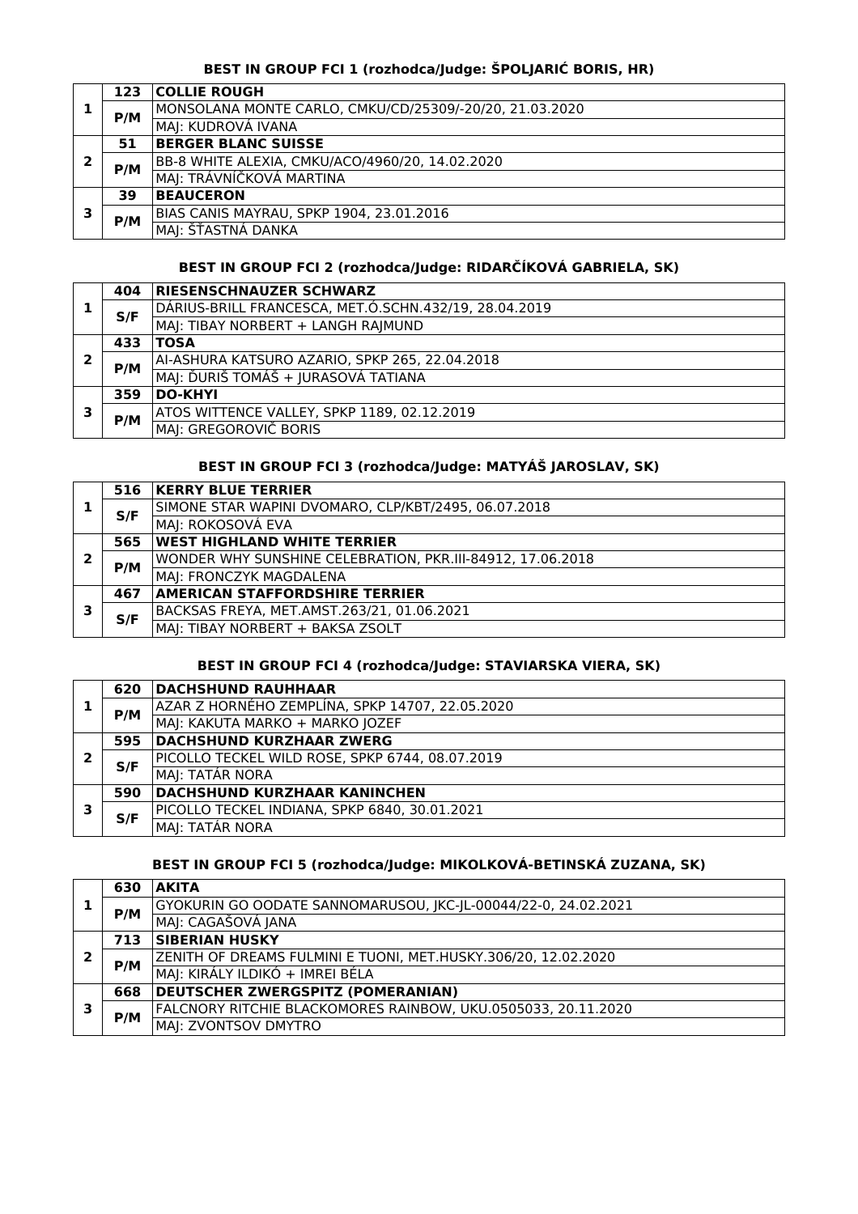### BEST IN GROUP FCI 1 (rozhodca/Judge: ŠPOLJARIĆ BORIS, HR)

| | | |
|---|---|---|
| 1 | 123 | **COLLIE ROUGH** |
| | P/M | MONSOLANA MONTE CARLO, CMKU/CD/25309/-20/20, 21.03.2020 |
| | | MAJ: KUDROVÁ IVANA |
| 2 | 51 | **BERGER BLANC SUISSE** |
| | P/M | BB-8 WHITE ALEXIA, CMKU/ACO/4960/20, 14.02.2020 |
| | | MAJ: TRÁVNÍČKOVÁ MARTINA |
| 3 | 39 | **BEAUCERON** |
| | P/M | BIAS CANIS MAYRAU, SPKP 1904, 23.01.2016 |
| | | MAJ: ŠŤASTNÁ DANKA |

### BEST IN GROUP FCI 2 (rozhodca/Judge: RIDARČÍKOVÁ GABRIELA, SK)

| | | |
|---|---|---|
| 1 | 404 | **RIESENSCHNAUZER SCHWARZ** |
| | S/F | DÁRIUS-BRILL FRANCESCA, MET.Ó.SCHN.432/19, 28.04.2019 |
| | | MAJ: TIBAY NORBERT + LANGH RAJMUND |
| 2 | 433 | **TOSA** |
| | P/M | AI-ASHURA KATSURO AZARIO, SPKP 265, 22.04.2018 |
| | | MAJ: ĎURIŠ TOMÁŠ + JURASOVÁ TATIANA |
| 3 | 359 | **DO-KHYI** |
| | P/M | ATOS WITTENCE VALLEY, SPKP 1189, 02.12.2019 |
| | | MAJ: GREGOROVIČ BORIS |

### BEST IN GROUP FCI 3 (rozhodca/Judge: MATYÁŠ JAROSLAV, SK)

| | | |
|---|---|---|
| 1 | 516 | **KERRY BLUE TERRIER** |
| | S/F | SIMONE STAR WAPINI DVOMARO, CLP/KBT/2495, 06.07.2018 |
| | | MAJ: ROKOSOVÁ EVA |
| 2 | 565 | **WEST HIGHLAND WHITE TERRIER** |
| | P/M | WONDER WHY SUNSHINE CELEBRATION, PKR.III-84912, 17.06.2018 |
| | | MAJ: FRONCZYK MAGDALENA |
| 3 | 467 | **AMERICAN STAFFORDSHIRE TERRIER** |
| | S/F | BACKSAS FREYA, MET.AMST.263/21, 01.06.2021 |
| | | MAJ: TIBAY NORBERT + BAKSA ZSOLT |

### BEST IN GROUP FCI 4 (rozhodca/Judge: STAVIARSKA VIERA, SK)

| | | |
|---|---|---|
| 1 | 620 | **DACHSHUND RAUHHAAR** |
| | P/M | AZAR Z HORNÉHO ZEMPLÍNA, SPKP 14707, 22.05.2020 |
| | | MAJ: KAKUTA MARKO + MARKO JOZEF |
| 2 | 595 | **DACHSHUND KURZHAAR ZWERG** |
| | S/F | PICOLLO TECKEL WILD ROSE, SPKP 6744, 08.07.2019 |
| | | MAJ: TATÁR NORA |
| 3 | 590 | **DACHSHUND KURZHAAR KANINCHEN** |
| | S/F | PICOLLO TECKEL INDIANA, SPKP 6840, 30.01.2021 |
| | | MAJ: TATÁR NORA |

### BEST IN GROUP FCI 5 (rozhodca/Judge: MIKOLKOVÁ-BETINSKÁ ZUZANA, SK)

| | | |
|---|---|---|
| 1 | 630 | **AKITA** |
| | P/M | GYOKURIN GO OODATE SANNOMARUSOU, JKC-JL-00044/22-0, 24.02.2021 |
| | | MAJ: CAGAŠOVÁ JANA |
| 2 | 713 | **SIBERIAN HUSKY** |
| | P/M | ZENITH OF DREAMS FULMINI E TUONI, MET.HUSKY.306/20, 12.02.2020 |
| | | MAJ: KIRÁLY ILDIKÓ + IMREI BÉLA |
| 3 | 668 | **DEUTSCHER ZWERGSPITZ (POMERANIAN)** |
| | P/M | FALCNORY RITCHIE BLACKOMORES RAINBOW, UKU.0505033, 20.11.2020 |
| | | MAJ: ZVONTSOV DMYTRO |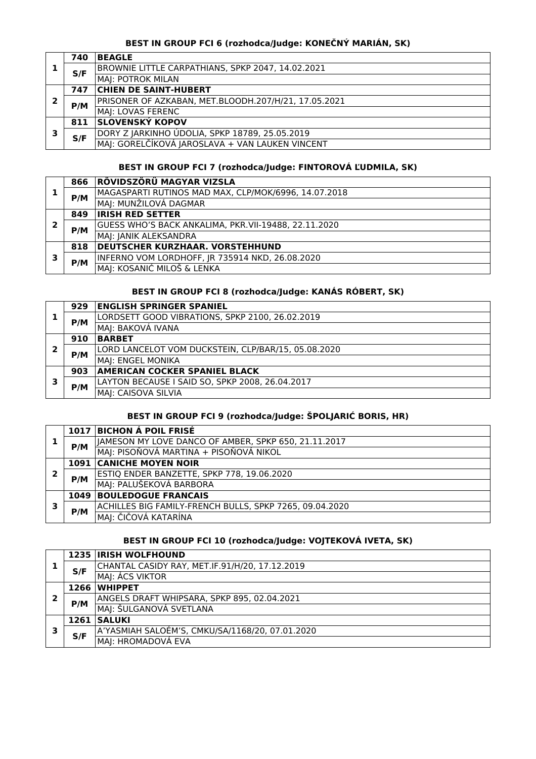### BEST IN GROUP FCI 6 (rozhodca/Judge: KONEČNÝ MARIÁN, SK)

| | | |
|---|---|---|
| 1 | 740 | **BEAGLE** |
| | S/F | BROWNIE LITTLE CARPATHIANS, SPKP 2047, 14.02.2021 |
| | | MAJ: POTROK MILAN |
| 2 | 747 | **CHIEN DE SAINT-HUBERT** |
| | P/M | PRISONER OF AZKABAN, MET.BLOODH.207/H/21, 17.05.2021 |
| | | MAJ: LOVAS FERENC |
| 3 | 811 | **SLOVENSKÝ KOPOV** |
| | S/F | DORY Z JARKINHO ÚDOLIA, SPKP 18789, 25.05.2019 |
| | | MAJ: GORELČÍKOVÁ JAROSLAVA + VAN LAUKEN VINCENT |

### BEST IN GROUP FCI 7 (rozhodca/Judge: FINTOROVÁ ĽUDMILA, SK)

| | | |
|---|---|---|
| 1 | 866 | **RÖVIDSZÖRÜ MAGYAR VIZSLA** |
| | P/M | MAGASPARTI RUTINOS MAD MAX, CLP/MOK/6996, 14.07.2018 |
| | | MAJ: MUNŽILOVÁ DAGMAR |
| 2 | 849 | **IRISH RED SETTER** |
| | P/M | GUESS WHO'S BACK ANKALIMA, PKR.VII-19488, 22.11.2020 |
| | | MAJ: JANIK ALEKSANDRA |
| 3 | 818 | **DEUTSCHER KURZHAAR. VORSTEHHUND** |
| | P/M | INFERNO VOM LORDHOFF, JR 735914 NKD, 26.08.2020 |
| | | MAJ: KOSANIĆ MILOŠ & LENKA |

### BEST IN GROUP FCI 8 (rozhodca/Judge: KANÁS RÓBERT, SK)

| | | |
|---|---|---|
| 1 | 929 | **ENGLISH SPRINGER SPANIEL** |
| | P/M | LORDSETT GOOD VIBRATIONS, SPKP 2100, 26.02.2019 |
| | | MAJ: BAKOVÁ IVANA |
| 2 | 910 | **BARBET** |
| | P/M | LORD LANCELOT VOM DUCKSTEIN, CLP/BAR/15, 05.08.2020 |
| | | MAJ: ENGEL MONIKA |
| 3 | 903 | **AMERICAN COCKER SPANIEL BLACK** |
| | P/M | LAYTON BECAUSE I SAID SO, SPKP 2008, 26.04.2017 |
| | | MAJ: CAISOVA SILVIA |

### BEST IN GROUP FCI 9 (rozhodca/Judge: ŠPOLJARIĆ BORIS, HR)

| | | |
|---|---|---|
| 1 | 1017 | **BICHON Á POIL FRISÉ** |
| | P/M | JAMESON MY LOVE DANCO OF AMBER, SPKP 650, 21.11.2017 |
| | | MAJ: PISOŇOVÁ MARTINA + PISOŇOVÁ NIKOL |
| 2 | 1091 | **CANICHE MOYEN NOIR** |
| | P/M | ESTIQ ENDER BANZETTE, SPKP 778, 19.06.2020 |
| | | MAJ: PALUŠEKOVÁ BARBORA |
| 3 | 1049 | **BOULEDOGUE FRANCAIS** |
| | P/M | ACHILLES BIG FAMILY-FRENCH BULLS, SPKP 7265, 09.04.2020 |
| | | MAJ: ČIČOVÁ KATARÍNA |

### BEST IN GROUP FCI 10 (rozhodca/Judge: VOJTEKOVÁ IVETA, SK)

| | | |
|---|---|---|
| 1 | 1235 | **IRISH WOLFHOUND** |
| | S/F | CHANTAL CASIDY RAY, MET.IF.91/H/20, 17.12.2019 |
| | | MAJ: ÁCS VIKTOR |
| 2 | 1266 | **WHIPPET** |
| | P/M | ANGELS DRAFT WHIPSARA, SPKP 895, 02.04.2021 |
| | | MAJ: ŠULGANOVÁ SVETLANA |
| 3 | 1261 | **SALUKI** |
| | S/F | A'YASMIAH SALOÉM'S, CMKU/SA/1168/20, 07.01.2020 |
| | | MAJ: HROMADOVÁ EVA |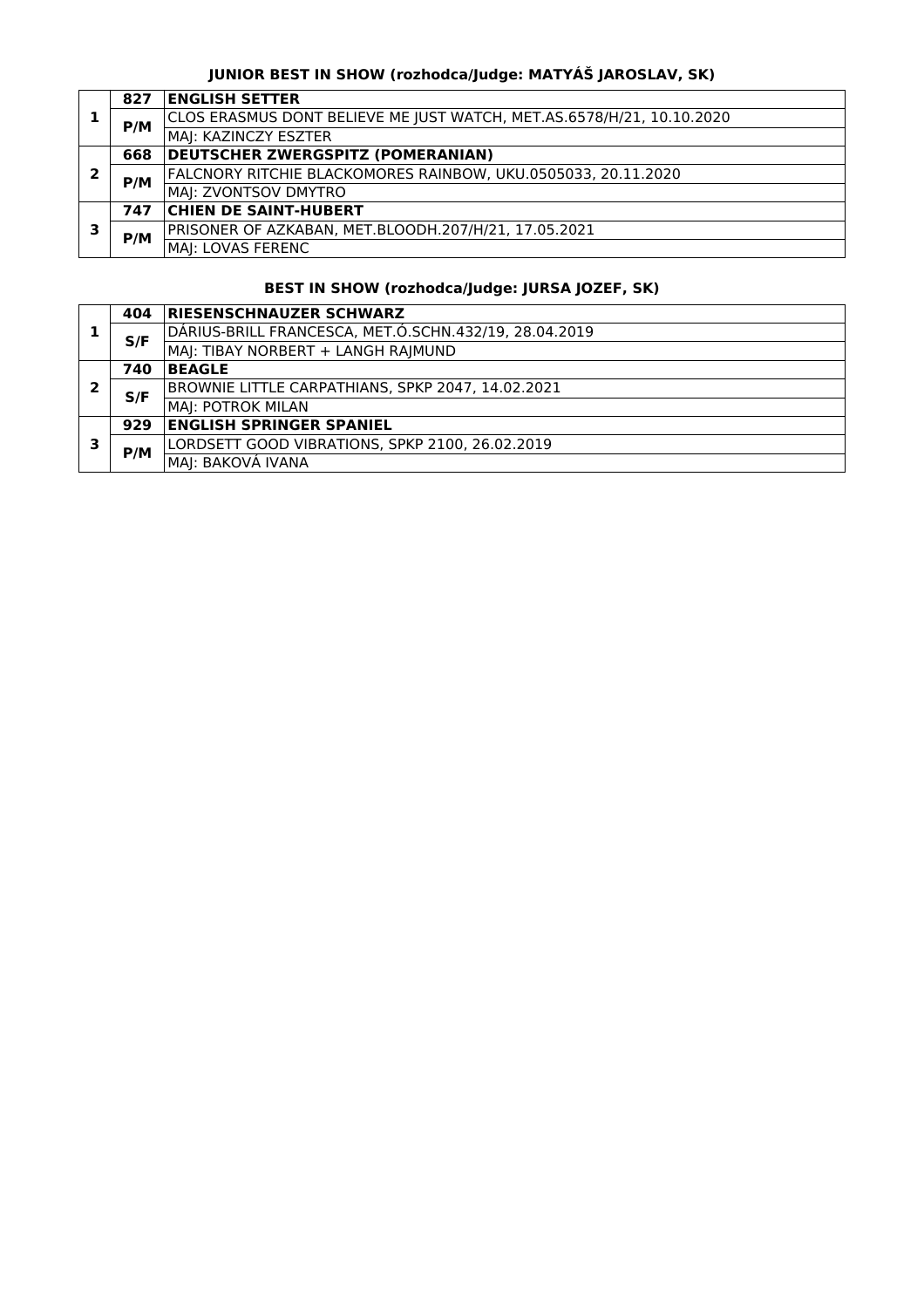### JUNIOR BEST IN SHOW (rozhodca/Judge: MATYÁŠ JAROSLAV, SK)

| | | |
|---|---|---|
| **1** | **827** | **ENGLISH SETTER** |
| | **P/M** | CLOS ERASMUS DONT BELIEVE ME JUST WATCH, MET.AS.6578/H/21, 10.10.2020 |
| | | MAJ: KAZINCZY ESZTER |
| **2** | **668** | **DEUTSCHER ZWERGSPITZ (POMERANIAN)** |
| | **P/M** | FALCNORY RITCHIE BLACKOMORES RAINBOW, UKU.0505033, 20.11.2020 |
| | | MAJ: ZVONTSOV DMYTRO |
| **3** | **747** | **CHIEN DE SAINT-HUBERT** |
| | **P/M** | PRISONER OF AZKABAN, MET.BLOODH.207/H/21, 17.05.2021 |
| | | MAJ: LOVAS FERENC |

### BEST IN SHOW (rozhodca/Judge: JURSA JOZEF, SK)

| | | |
|---|---|---|
| **1** | **404** | **RIESENSCHNAUZER SCHWARZ** |
| | **S/F** | DÁRIUS-BRILL FRANCESCA, MET.Ó.SCHN.432/19, 28.04.2019 |
| | | MAJ: TIBAY NORBERT + LANGH RAJMUND |
| **2** | **740** | **BEAGLE** |
| | **S/F** | BROWNIE LITTLE CARPATHIANS, SPKP 2047, 14.02.2021 |
| | | MAJ: POTROK MILAN |
| **3** | **929** | **ENGLISH SPRINGER SPANIEL** |
| | **P/M** | LORDSETT GOOD VIBRATIONS, SPKP 2100, 26.02.2019 |
| | | MAJ: BAKOVÁ IVANA |